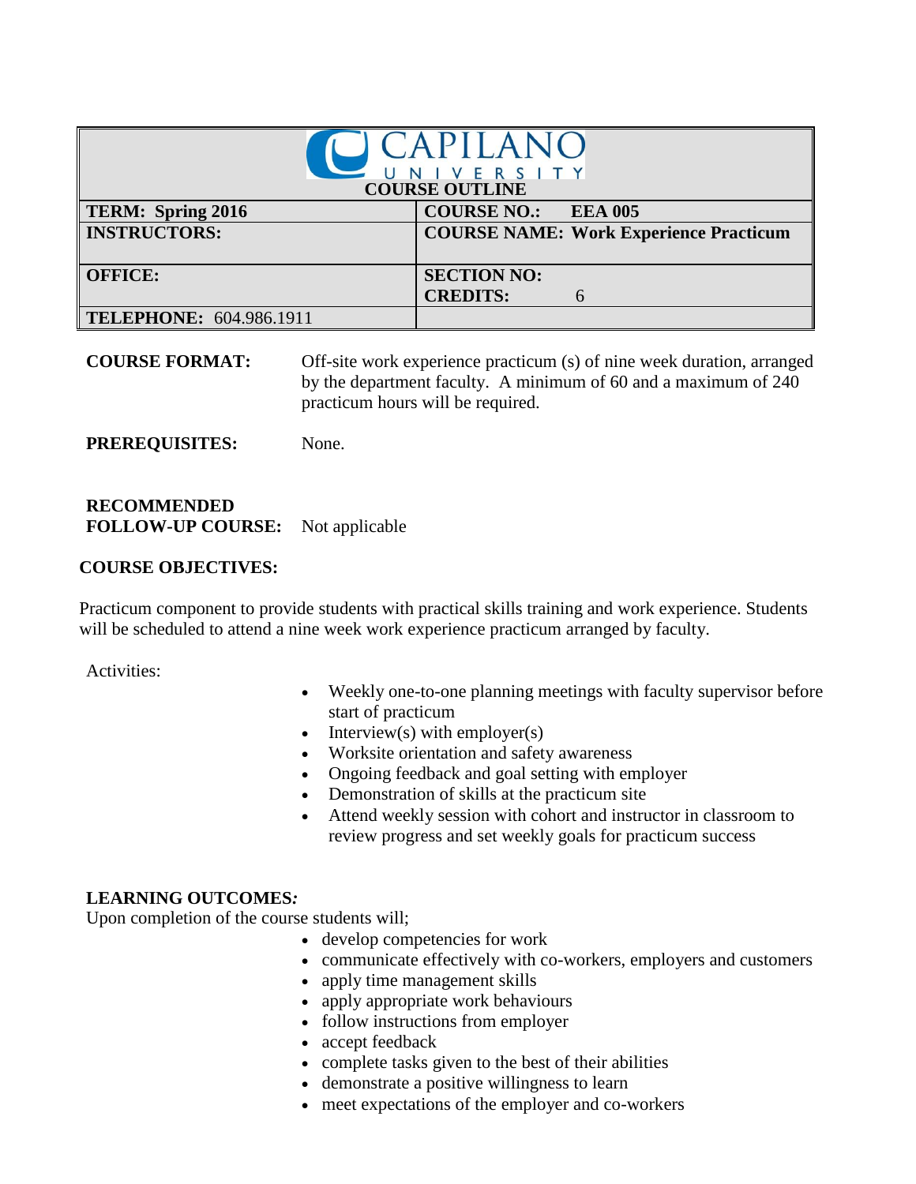| CAPILANO UNIVERSITY COURSE OUTLINE | |
|---|---|
| **TERM: Spring 2016** | **COURSE NO.: EEA 005** |
| **INSTRUCTORS:** | **COURSE NAME: Work Experience Practicum** |
| **OFFICE:** | **SECTION NO:** <br> **CREDITS:** 6 |
| **TELEPHONE:** 604.986.1911 | |

**COURSE FORMAT:** Off-site work experience practicum (s) of nine week duration, arranged by the department faculty. A minimum of 60 and a maximum of 240 practicum hours will be required.

**PREREQUISITES:** None.

**RECOMMENDED FOLLOW-UP COURSE:** Not applicable

## COURSE OBJECTIVES:

Practicum component to provide students with practical skills training and work experience. Students will be scheduled to attend a nine week work experience practicum arranged by faculty.

Activities:

- Weekly one-to-one planning meetings with faculty supervisor before start of practicum
- Interview(s) with employer(s)
- Worksite orientation and safety awareness
- Ongoing feedback and goal setting with employer
- Demonstration of skills at the practicum site
- Attend weekly session with cohort and instructor in classroom to review progress and set weekly goals for practicum success

## LEARNING OUTCOMES*:*

Upon completion of the course students will;

- develop competencies for work
- communicate effectively with co-workers, employers and customers
- apply time management skills
- apply appropriate work behaviours
- follow instructions from employer
- accept feedback
- complete tasks given to the best of their abilities
- demonstrate a positive willingness to learn
- meet expectations of the employer and co-workers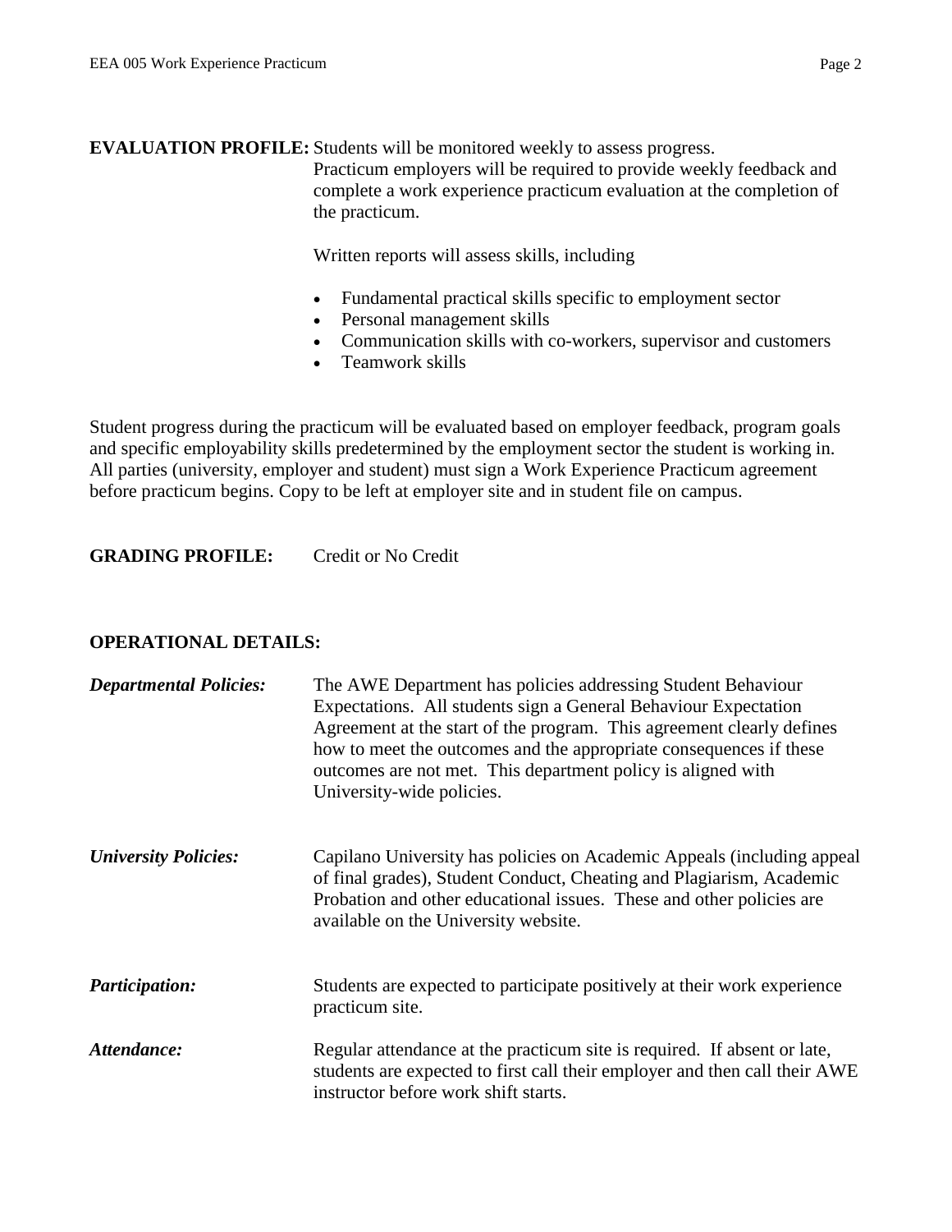**EVALUATION PROFILE:** Students will be monitored weekly to assess progress. Practicum employers will be required to provide weekly feedback and complete a work experience practicum evaluation at the completion of the practicum.

Written reports will assess skills, including

- Fundamental practical skills specific to employment sector
- Personal management skills
- Communication skills with co-workers, supervisor and customers
- Teamwork skills

Student progress during the practicum will be evaluated based on employer feedback, program goals and specific employability skills predetermined by the employment sector the student is working in. All parties (university, employer and student) must sign a Work Experience Practicum agreement before practicum begins. Copy to be left at employer site and in student file on campus.

**GRADING PROFILE:** Credit or No Credit

**OPERATIONAL DETAILS:**

***Departmental Policies:*** The AWE Department has policies addressing Student Behaviour Expectations. All students sign a General Behaviour Expectation Agreement at the start of the program. This agreement clearly defines how to meet the outcomes and the appropriate consequences if these outcomes are not met. This department policy is aligned with University-wide policies.

***University Policies:*** Capilano University has policies on Academic Appeals (including appeal of final grades), Student Conduct, Cheating and Plagiarism, Academic Probation and other educational issues. These and other policies are available on the University website.

***Participation:*** Students are expected to participate positively at their work experience practicum site.

***Attendance:*** Regular attendance at the practicum site is required. If absent or late, students are expected to first call their employer and then call their AWE instructor before work shift starts.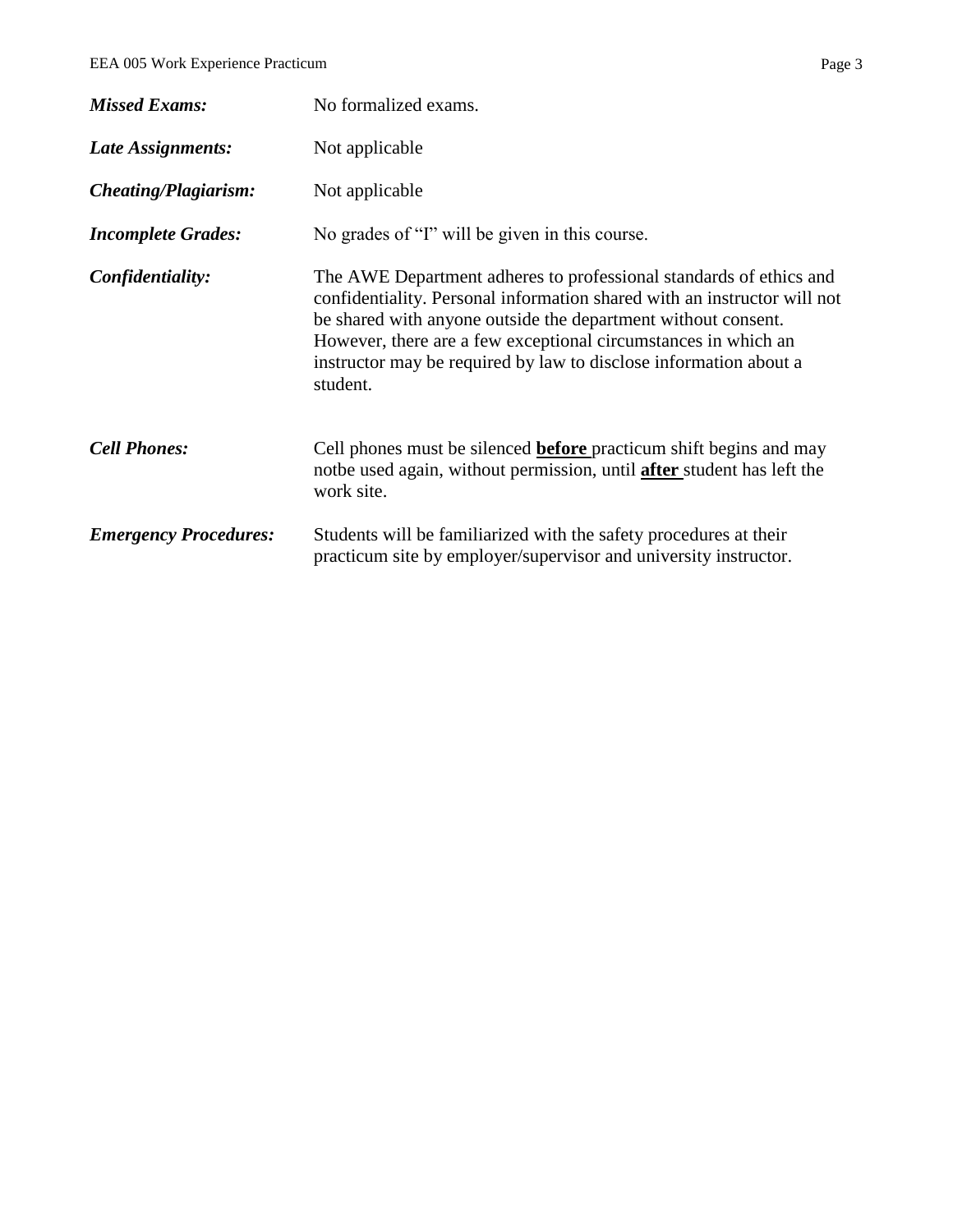***Missed Exams:*** No formalized exams.

***Late Assignments:*** Not applicable

***Cheating/Plagiarism:*** Not applicable

***Incomplete Grades:*** No grades of "I" will be given in this course.

***Confidentiality:*** The AWE Department adheres to professional standards of ethics and confidentiality. Personal information shared with an instructor will not be shared with anyone outside the department without consent. However, there are a few exceptional circumstances in which an instructor may be required by law to disclose information about a student.

***Cell Phones:*** Cell phones must be silenced **before** practicum shift begins and may notbe used again, without permission, until **after** student has left the work site.

***Emergency Procedures:*** Students will be familiarized with the safety procedures at their practicum site by employer/supervisor and university instructor.